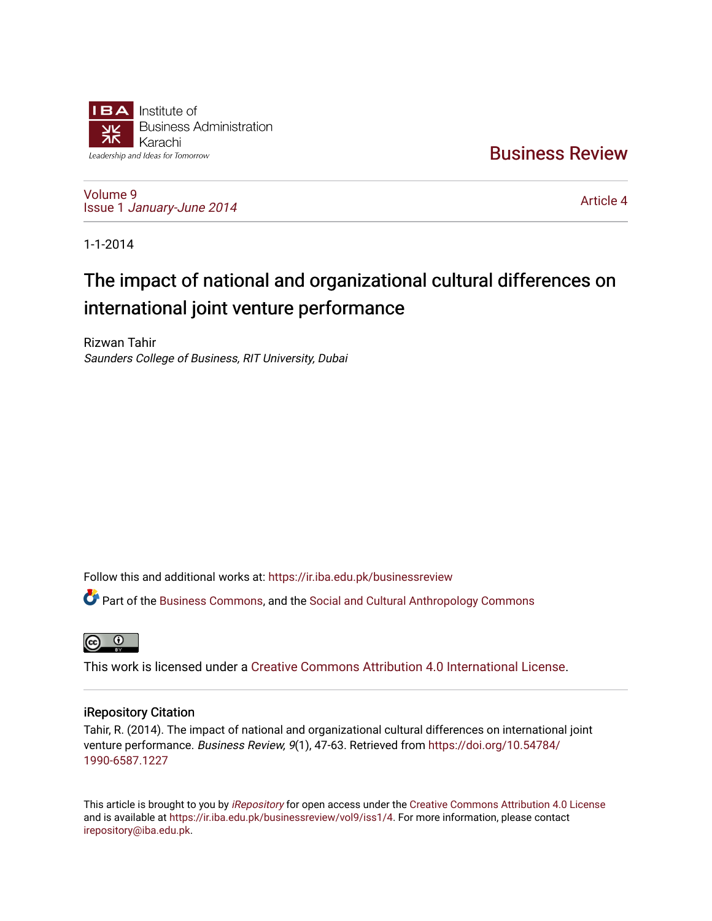Institute of Business Administration Karachi

Leadership and Ideas for Tomorrow

# Business Review

Volume 9
Issue 1 *January-June 2014*

Article 4

1-1-2014

# The impact of national and organizational cultural differences on international joint venture performance

Rizwan Tahir
*Saunders College of Business, RIT University, Dubai*

Follow this and additional works at: https://ir.iba.edu.pk/businessreview

Part of the Business Commons, and the Social and Cultural Anthropology Commons

This work is licensed under a Creative Commons Attribution 4.0 International License.

## iRepository Citation

Tahir, R. (2014). The impact of national and organizational cultural differences on international joint venture performance. *Business Review, 9*(1), 47-63. Retrieved from https://doi.org/10.54784/1990-6587.1227

This article is brought to you by *iRepository* for open access under the Creative Commons Attribution 4.0 License and is available at https://ir.iba.edu.pk/businessreview/vol9/iss1/4. For more information, please contact irepository@iba.edu.pk.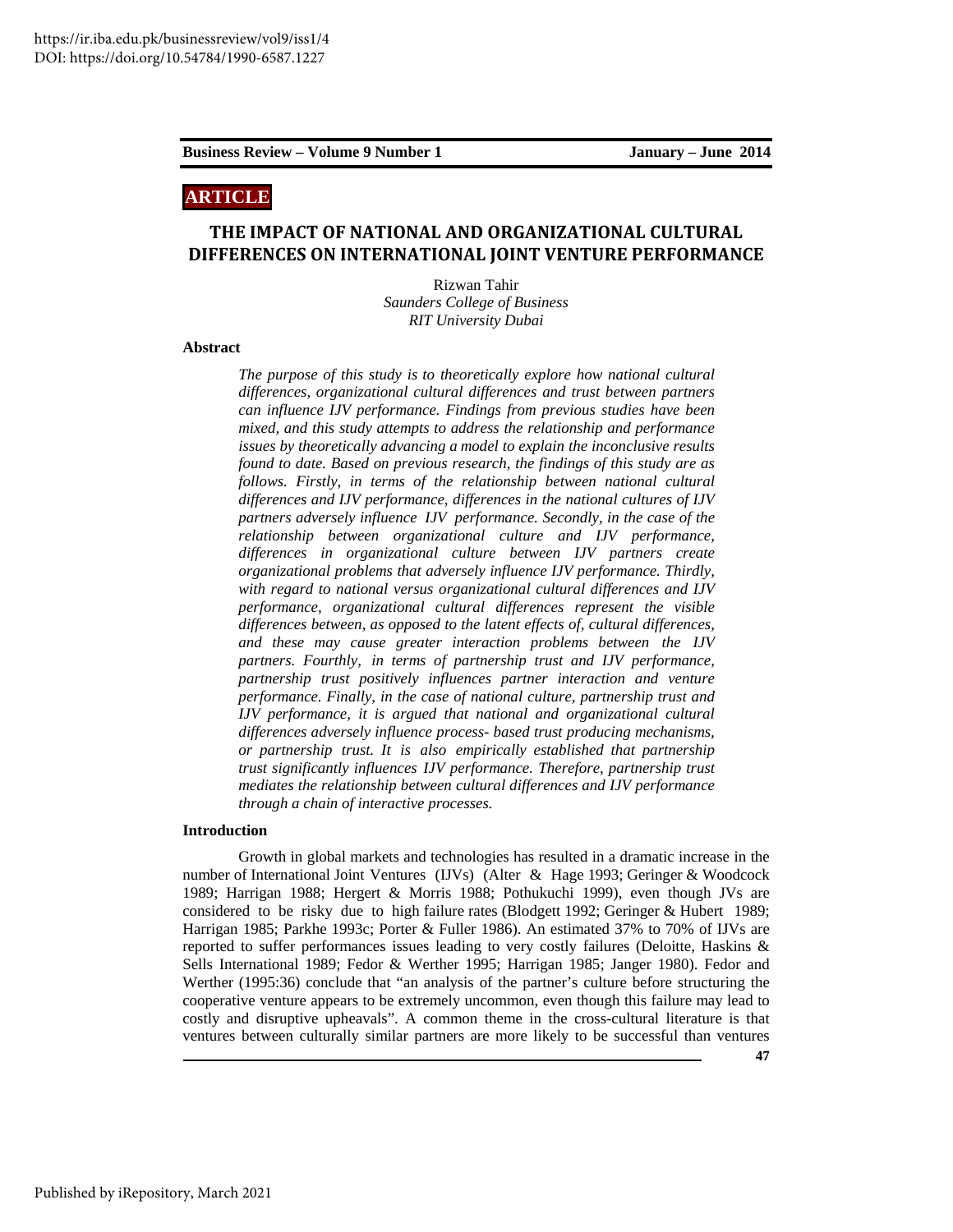## ARTICLE

# THE IMPACT OF NATIONAL AND ORGANIZATIONAL CULTURAL DIFFERENCES ON INTERNATIONAL JOINT VENTURE PERFORMANCE

Rizwan Tahir
*Saunders College of Business*
*RIT University Dubai*

### Abstract

*The purpose of this study is to theoretically explore how national cultural differences, organizational cultural differences and trust between partners can influence IJV performance. Findings from previous studies have been mixed, and this study attempts to address the relationship and performance issues by theoretically advancing a model to explain the inconclusive results found to date. Based on previous research, the findings of this study are as follows. Firstly, in terms of the relationship between national cultural differences and IJV performance, differences in the national cultures of IJV partners adversely influence IJV performance. Secondly, in the case of the relationship between organizational culture and IJV performance, differences in organizational culture between IJV partners create organizational problems that adversely influence IJV performance. Thirdly, with regard to national versus organizational cultural differences and IJV performance, organizational cultural differences represent the visible differences between, as opposed to the latent effects of, cultural differences, and these may cause greater interaction problems between the IJV partners. Fourthly, in terms of partnership trust and IJV performance, partnership trust positively influences partner interaction and venture performance. Finally, in the case of national culture, partnership trust and IJV performance, it is argued that national and organizational cultural differences adversely influence process- based trust producing mechanisms, or partnership trust. It is also empirically established that partnership trust significantly influences IJV performance. Therefore, partnership trust mediates the relationship between cultural differences and IJV performance through a chain of interactive processes.*

### Introduction

Growth in global markets and technologies has resulted in a dramatic increase in the number of International Joint Ventures (IJVs) (Alter & Hage 1993; Geringer & Woodcock 1989; Harrigan 1988; Hergert & Morris 1988; Pothukuchi 1999), even though JVs are considered to be risky due to high failure rates (Blodgett 1992; Geringer & Hubert 1989; Harrigan 1985; Parkhe 1993c; Porter & Fuller 1986). An estimated 37% to 70% of IJVs are reported to suffer performances issues leading to very costly failures (Deloitte, Haskins & Sells International 1989; Fedor & Werther 1995; Harrigan 1985; Janger 1980). Fedor and Werther (1995:36) conclude that "an analysis of the partner's culture before structuring the cooperative venture appears to be extremely uncommon, even though this failure may lead to costly and disruptive upheavals". A common theme in the cross-cultural literature is that ventures between culturally similar partners are more likely to be successful than ventures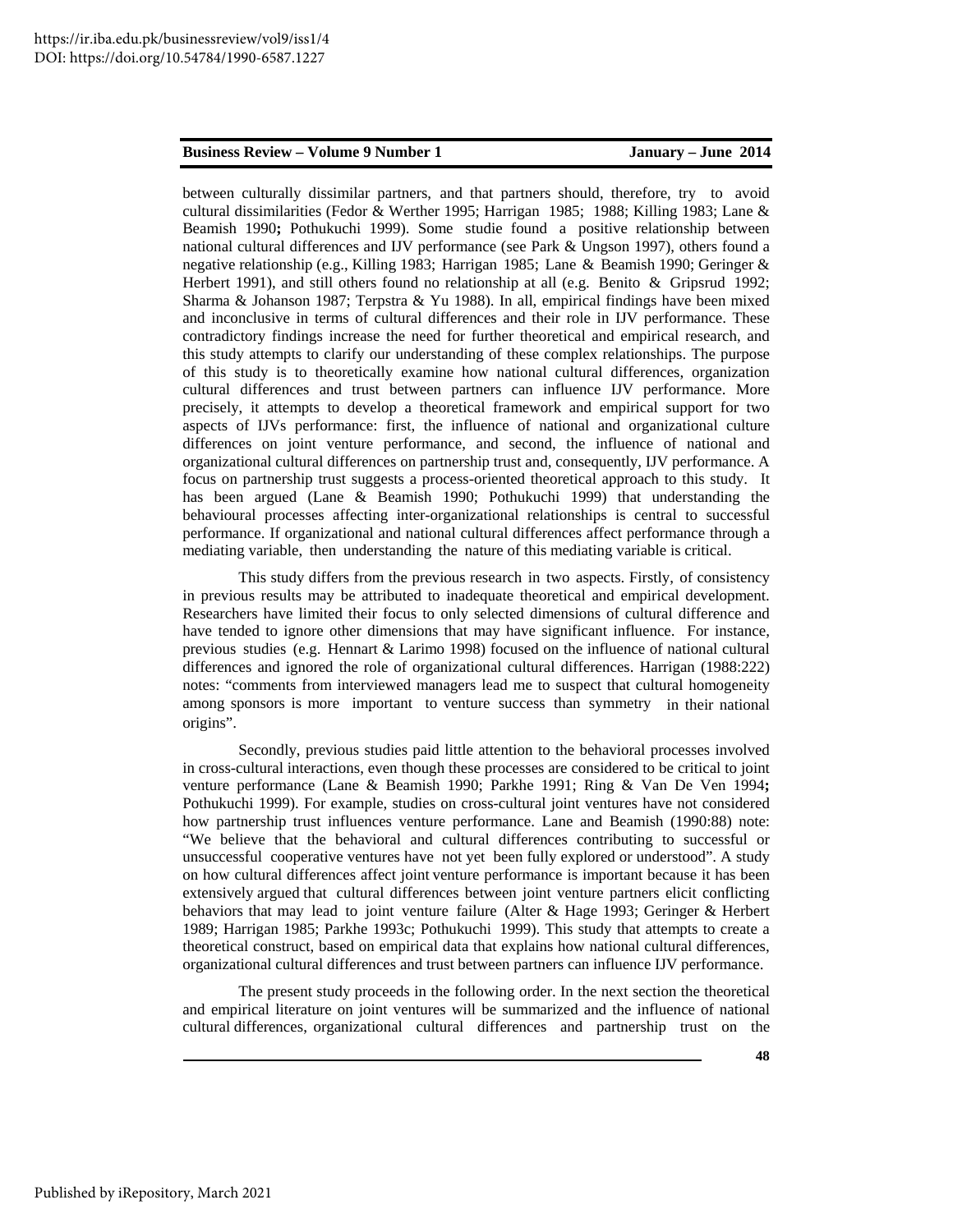between culturally dissimilar partners, and that partners should, therefore, try to avoid cultural dissimilarities (Fedor & Werther 1995; Harrigan 1985; 1988; Killing 1983; Lane & Beamish 1990**;** Pothukuchi 1999). Some studie found a positive relationship between national cultural differences and IJV performance (see Park & Ungson 1997), others found a negative relationship (e.g., Killing 1983; Harrigan 1985; Lane & Beamish 1990; Geringer & Herbert 1991), and still others found no relationship at all (e.g. Benito & Gripsrud 1992; Sharma & Johanson 1987; Terpstra & Yu 1988). In all, empirical findings have been mixed and inconclusive in terms of cultural differences and their role in IJV performance. These contradictory findings increase the need for further theoretical and empirical research, and this study attempts to clarify our understanding of these complex relationships. The purpose of this study is to theoretically examine how national cultural differences, organization cultural differences and trust between partners can influence IJV performance. More precisely, it attempts to develop a theoretical framework and empirical support for two aspects of IJVs performance: first, the influence of national and organizational culture differences on joint venture performance, and second, the influence of national and organizational cultural differences on partnership trust and, consequently, IJV performance. A focus on partnership trust suggests a process-oriented theoretical approach to this study. It has been argued (Lane & Beamish 1990; Pothukuchi 1999) that understanding the behavioural processes affecting inter-organizational relationships is central to successful performance. If organizational and national cultural differences affect performance through a mediating variable, then understanding the nature of this mediating variable is critical.

This study differs from the previous research in two aspects. Firstly, of consistency in previous results may be attributed to inadequate theoretical and empirical development. Researchers have limited their focus to only selected dimensions of cultural difference and have tended to ignore other dimensions that may have significant influence. For instance, previous studies (e.g. Hennart & Larimo 1998) focused on the influence of national cultural differences and ignored the role of organizational cultural differences. Harrigan (1988:222) notes: "comments from interviewed managers lead me to suspect that cultural homogeneity among sponsors is more important to venture success than symmetry in their national origins".

Secondly, previous studies paid little attention to the behavioral processes involved in cross-cultural interactions, even though these processes are considered to be critical to joint venture performance (Lane & Beamish 1990; Parkhe 1991; Ring & Van De Ven 1994**;** Pothukuchi 1999). For example, studies on cross-cultural joint ventures have not considered how partnership trust influences venture performance. Lane and Beamish (1990:88) note: "We believe that the behavioral and cultural differences contributing to successful or unsuccessful cooperative ventures have not yet been fully explored or understood". A study on how cultural differences affect joint venture performance is important because it has been extensively argued that cultural differences between joint venture partners elicit conflicting behaviors that may lead to joint venture failure (Alter & Hage 1993; Geringer & Herbert 1989; Harrigan 1985; Parkhe 1993c; Pothukuchi 1999). This study that attempts to create a theoretical construct, based on empirical data that explains how national cultural differences, organizational cultural differences and trust between partners can influence IJV performance.

The present study proceeds in the following order. In the next section the theoretical and empirical literature on joint ventures will be summarized and the influence of national cultural differences, organizational cultural differences and partnership trust on the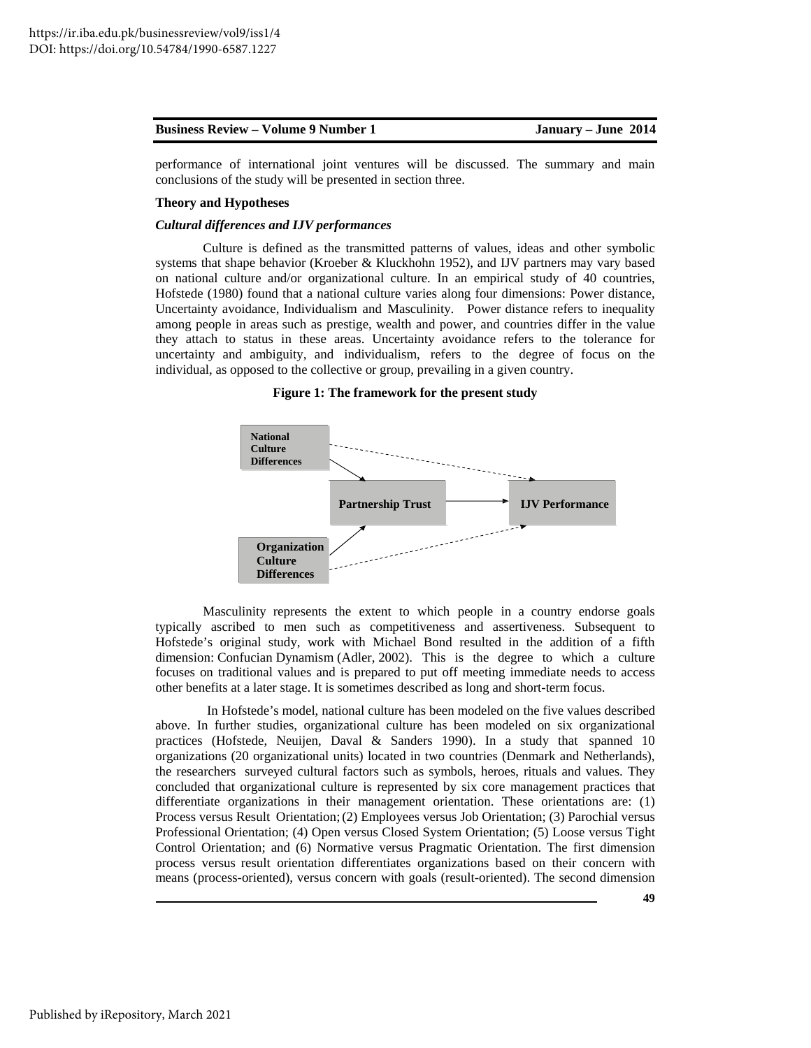performance of international joint ventures will be discussed. The summary and main conclusions of the study will be presented in section three.

## Theory and Hypotheses

### *Cultural differences and IJV performances*

Culture is defined as the transmitted patterns of values, ideas and other symbolic systems that shape behavior (Kroeber & Kluckhohn 1952), and IJV partners may vary based on national culture and/or organizational culture. In an empirical study of 40 countries, Hofstede (1980) found that a national culture varies along four dimensions: Power distance, Uncertainty avoidance, Individualism and Masculinity. Power distance refers to inequality among people in areas such as prestige, wealth and power, and countries differ in the value they attach to status in these areas. Uncertainty avoidance refers to the tolerance for uncertainty and ambiguity, and individualism, refers to the degree of focus on the individual, as opposed to the collective or group, prevailing in a given country.

**Figure 1: The framework for the present study**

National Culture Differences → Partnership Trust → IJV Performance

Organization Culture Differences → Partnership Trust

Masculinity represents the extent to which people in a country endorse goals typically ascribed to men such as competitiveness and assertiveness. Subsequent to Hofstede's original study, work with Michael Bond resulted in the addition of a fifth dimension: Confucian Dynamism (Adler, 2002). This is the degree to which a culture focuses on traditional values and is prepared to put off meeting immediate needs to access other benefits at a later stage. It is sometimes described as long and short-term focus.

In Hofstede's model, national culture has been modeled on the five values described above. In further studies, organizational culture has been modeled on six organizational practices (Hofstede, Neuijen, Daval & Sanders 1990). In a study that spanned 10 organizations (20 organizational units) located in two countries (Denmark and Netherlands), the researchers surveyed cultural factors such as symbols, heroes, rituals and values. They concluded that organizational culture is represented by six core management practices that differentiate organizations in their management orientation. These orientations are: (1) Process versus Result Orientation; (2) Employees versus Job Orientation; (3) Parochial versus Professional Orientation; (4) Open versus Closed System Orientation; (5) Loose versus Tight Control Orientation; and (6) Normative versus Pragmatic Orientation. The first dimension process versus result orientation differentiates organizations based on their concern with means (process-oriented), versus concern with goals (result-oriented). The second dimension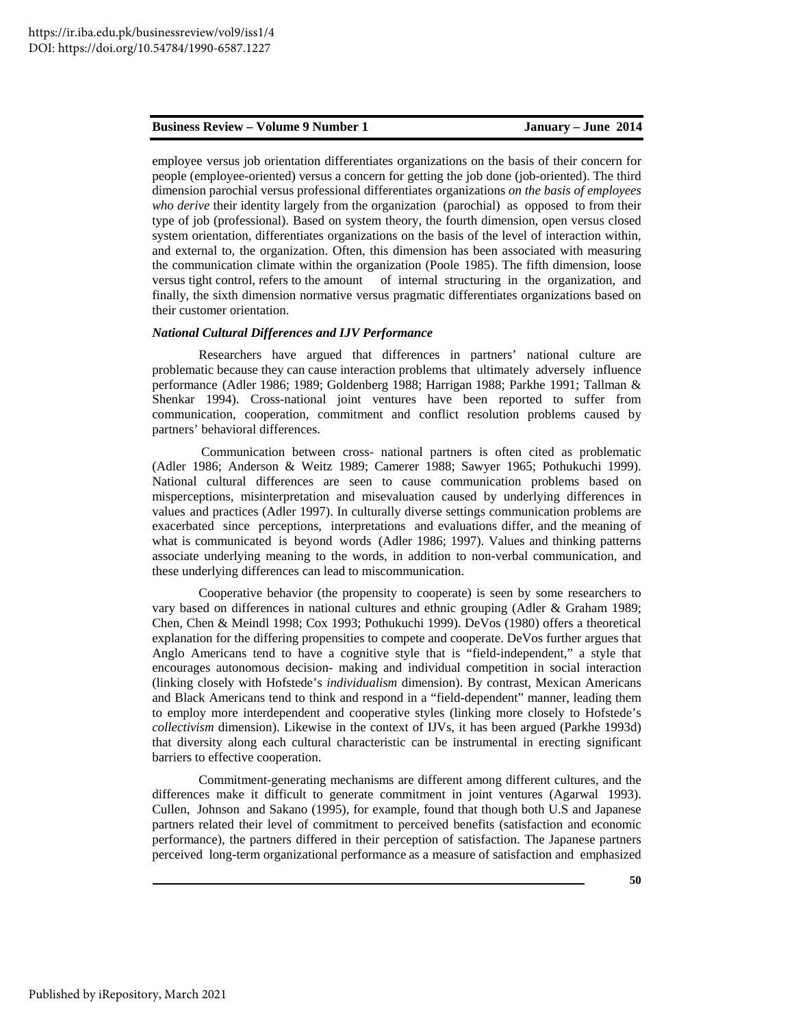employee versus job orientation differentiates organizations on the basis of their concern for people (employee-oriented) versus a concern for getting the job done (job-oriented). The third dimension parochial versus professional differentiates organizations *on the basis of employees who derive* their identity largely from the organization (parochial) as opposed to from their type of job (professional). Based on system theory, the fourth dimension, open versus closed system orientation, differentiates organizations on the basis of the level of interaction within, and external to, the organization. Often, this dimension has been associated with measuring the communication climate within the organization (Poole 1985). The fifth dimension, loose versus tight control, refers to the amount of internal structuring in the organization, and finally, the sixth dimension normative versus pragmatic differentiates organizations based on their customer orientation.

### ***National Cultural Differences and IJV Performance***

Researchers have argued that differences in partners' national culture are problematic because they can cause interaction problems that ultimately adversely influence performance (Adler 1986; 1989; Goldenberg 1988; Harrigan 1988; Parkhe 1991; Tallman & Shenkar 1994). Cross-national joint ventures have been reported to suffer from communication, cooperation, commitment and conflict resolution problems caused by partners' behavioral differences.

Communication between cross- national partners is often cited as problematic (Adler 1986; Anderson & Weitz 1989; Camerer 1988; Sawyer 1965; Pothukuchi 1999). National cultural differences are seen to cause communication problems based on misperceptions, misinterpretation and misevaluation caused by underlying differences in values and practices (Adler 1997). In culturally diverse settings communication problems are exacerbated since perceptions, interpretations and evaluations differ, and the meaning of what is communicated is beyond words (Adler 1986; 1997). Values and thinking patterns associate underlying meaning to the words, in addition to non-verbal communication, and these underlying differences can lead to miscommunication.

Cooperative behavior (the propensity to cooperate) is seen by some researchers to vary based on differences in national cultures and ethnic grouping (Adler & Graham 1989; Chen, Chen & Meindl 1998; Cox 1993; Pothukuchi 1999). DeVos (1980) offers a theoretical explanation for the differing propensities to compete and cooperate. DeVos further argues that Anglo Americans tend to have a cognitive style that is "field-independent," a style that encourages autonomous decision- making and individual competition in social interaction (linking closely with Hofstede's *individualism* dimension). By contrast, Mexican Americans and Black Americans tend to think and respond in a "field-dependent" manner, leading them to employ more interdependent and cooperative styles (linking more closely to Hofstede's *collectivism* dimension). Likewise in the context of IJVs, it has been argued (Parkhe 1993d) that diversity along each cultural characteristic can be instrumental in erecting significant barriers to effective cooperation.

Commitment-generating mechanisms are different among different cultures, and the differences make it difficult to generate commitment in joint ventures (Agarwal 1993). Cullen, Johnson and Sakano (1995), for example, found that though both U.S and Japanese partners related their level of commitment to perceived benefits (satisfaction and economic performance), the partners differed in their perception of satisfaction. The Japanese partners perceived long-term organizational performance as a measure of satisfaction and emphasized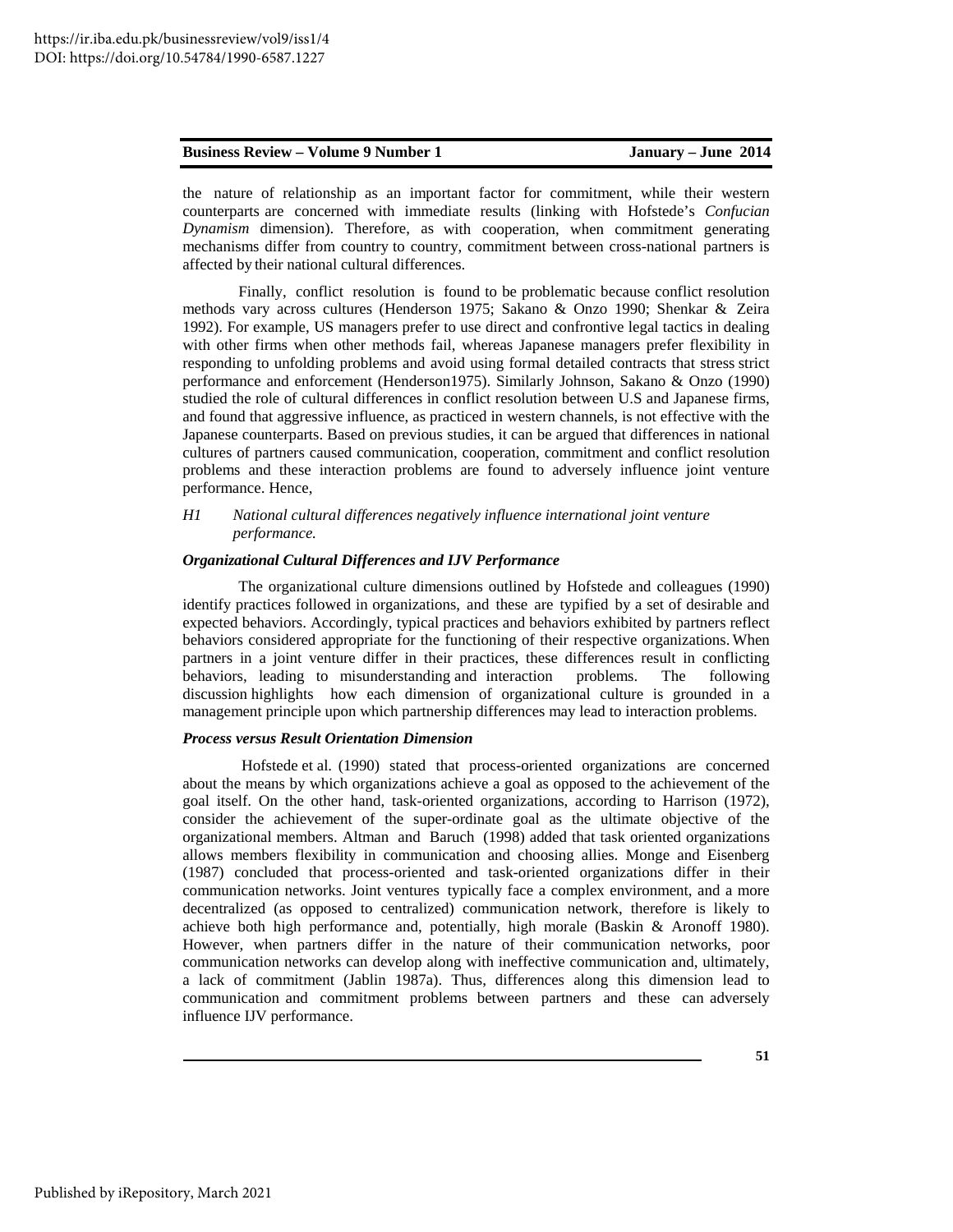the nature of relationship as an important factor for commitment, while their western counterparts are concerned with immediate results (linking with Hofstede's *Confucian Dynamism* dimension). Therefore, as with cooperation, when commitment generating mechanisms differ from country to country, commitment between cross-national partners is affected by their national cultural differences.

Finally, conflict resolution is found to be problematic because conflict resolution methods vary across cultures (Henderson 1975; Sakano & Onzo 1990; Shenkar & Zeira 1992). For example, US managers prefer to use direct and confrontive legal tactics in dealing with other firms when other methods fail, whereas Japanese managers prefer flexibility in responding to unfolding problems and avoid using formal detailed contracts that stress strict performance and enforcement (Henderson1975). Similarly Johnson, Sakano & Onzo (1990) studied the role of cultural differences in conflict resolution between U.S and Japanese firms, and found that aggressive influence, as practiced in western channels, is not effective with the Japanese counterparts. Based on previous studies, it can be argued that differences in national cultures of partners caused communication, cooperation, commitment and conflict resolution problems and these interaction problems are found to adversely influence joint venture performance. Hence,

*H1 National cultural differences negatively influence international joint venture performance.*

### *Organizational Cultural Differences and IJV Performance*

The organizational culture dimensions outlined by Hofstede and colleagues (1990) identify practices followed in organizations, and these are typified by a set of desirable and expected behaviors. Accordingly, typical practices and behaviors exhibited by partners reflect behaviors considered appropriate for the functioning of their respective organizations. When partners in a joint venture differ in their practices, these differences result in conflicting behaviors, leading to misunderstanding and interaction problems. The following discussion highlights how each dimension of organizational culture is grounded in a management principle upon which partnership differences may lead to interaction problems.

### *Process versus Result Orientation Dimension*

Hofstede et al. (1990) stated that process-oriented organizations are concerned about the means by which organizations achieve a goal as opposed to the achievement of the goal itself. On the other hand, task-oriented organizations, according to Harrison (1972), consider the achievement of the super-ordinate goal as the ultimate objective of the organizational members. Altman and Baruch (1998) added that task oriented organizations allows members flexibility in communication and choosing allies. Monge and Eisenberg (1987) concluded that process-oriented and task-oriented organizations differ in their communication networks. Joint ventures typically face a complex environment, and a more decentralized (as opposed to centralized) communication network, therefore is likely to achieve both high performance and, potentially, high morale (Baskin & Aronoff 1980). However, when partners differ in the nature of their communication networks, poor communication networks can develop along with ineffective communication and, ultimately, a lack of commitment (Jablin 1987a). Thus, differences along this dimension lead to communication and commitment problems between partners and these can adversely influence IJV performance.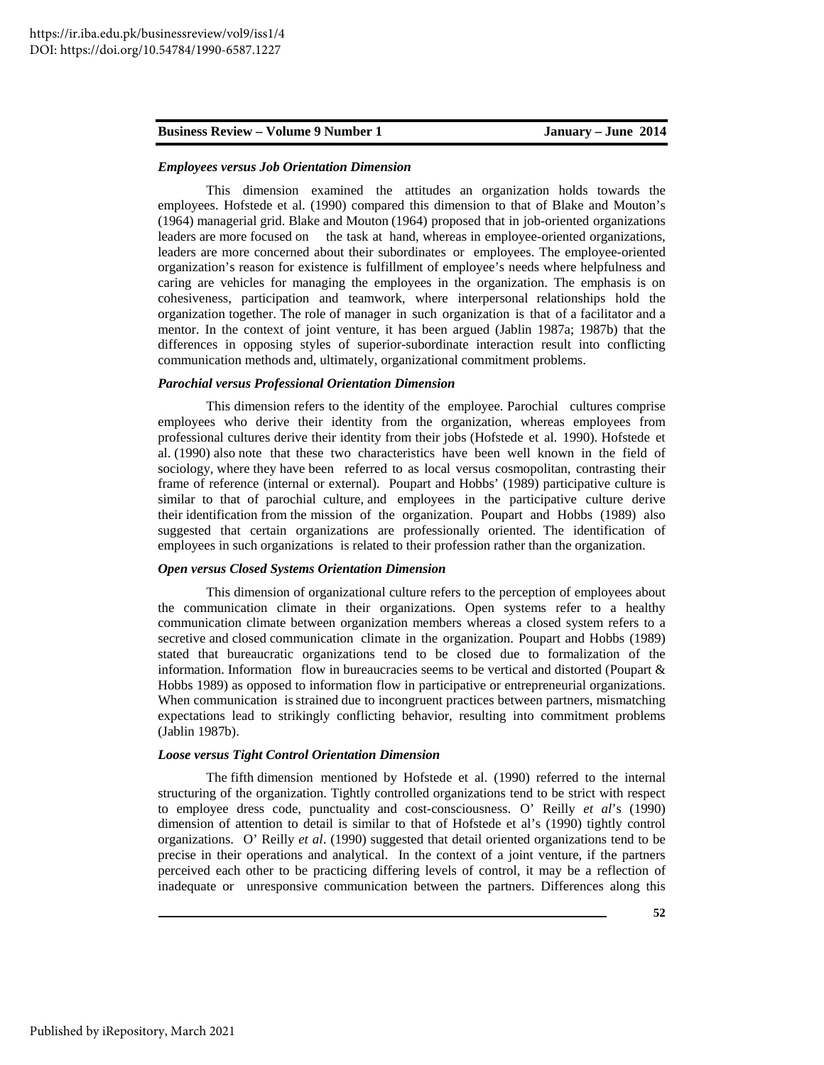### *Employees versus Job Orientation Dimension*

This dimension examined the attitudes an organization holds towards the employees. Hofstede et al. (1990) compared this dimension to that of Blake and Mouton's (1964) managerial grid. Blake and Mouton (1964) proposed that in job-oriented organizations leaders are more focused on the task at hand, whereas in employee-oriented organizations, leaders are more concerned about their subordinates or employees. The employee-oriented organization's reason for existence is fulfillment of employee's needs where helpfulness and caring are vehicles for managing the employees in the organization. The emphasis is on cohesiveness, participation and teamwork, where interpersonal relationships hold the organization together. The role of manager in such organization is that of a facilitator and a mentor. In the context of joint venture, it has been argued (Jablin 1987a; 1987b) that the differences in opposing styles of superior-subordinate interaction result into conflicting communication methods and, ultimately, organizational commitment problems.

### *Parochial versus Professional Orientation Dimension*

This dimension refers to the identity of the employee. Parochial cultures comprise employees who derive their identity from the organization, whereas employees from professional cultures derive their identity from their jobs (Hofstede et al. 1990). Hofstede et al. (1990) also note that these two characteristics have been well known in the field of sociology, where they have been referred to as local versus cosmopolitan, contrasting their frame of reference (internal or external). Poupart and Hobbs' (1989) participative culture is similar to that of parochial culture, and employees in the participative culture derive their identification from the mission of the organization. Poupart and Hobbs (1989) also suggested that certain organizations are professionally oriented. The identification of employees in such organizations is related to their profession rather than the organization.

### *Open versus Closed Systems Orientation Dimension*

This dimension of organizational culture refers to the perception of employees about the communication climate in their organizations. Open systems refer to a healthy communication climate between organization members whereas a closed system refers to a secretive and closed communication climate in the organization. Poupart and Hobbs (1989) stated that bureaucratic organizations tend to be closed due to formalization of the information. Information flow in bureaucracies seems to be vertical and distorted (Poupart & Hobbs 1989) as opposed to information flow in participative or entrepreneurial organizations. When communication is strained due to incongruent practices between partners, mismatching expectations lead to strikingly conflicting behavior, resulting into commitment problems (Jablin 1987b).

### *Loose versus Tight Control Orientation Dimension*

The fifth dimension mentioned by Hofstede et al. (1990) referred to the internal structuring of the organization. Tightly controlled organizations tend to be strict with respect to employee dress code, punctuality and cost-consciousness. O' Reilly *et al*'s (1990) dimension of attention to detail is similar to that of Hofstede et al's (1990) tightly control organizations. O' Reilly *et al*. (1990) suggested that detail oriented organizations tend to be precise in their operations and analytical. In the context of a joint venture, if the partners perceived each other to be practicing differing levels of control, it may be a reflection of inadequate or unresponsive communication between the partners. Differences along this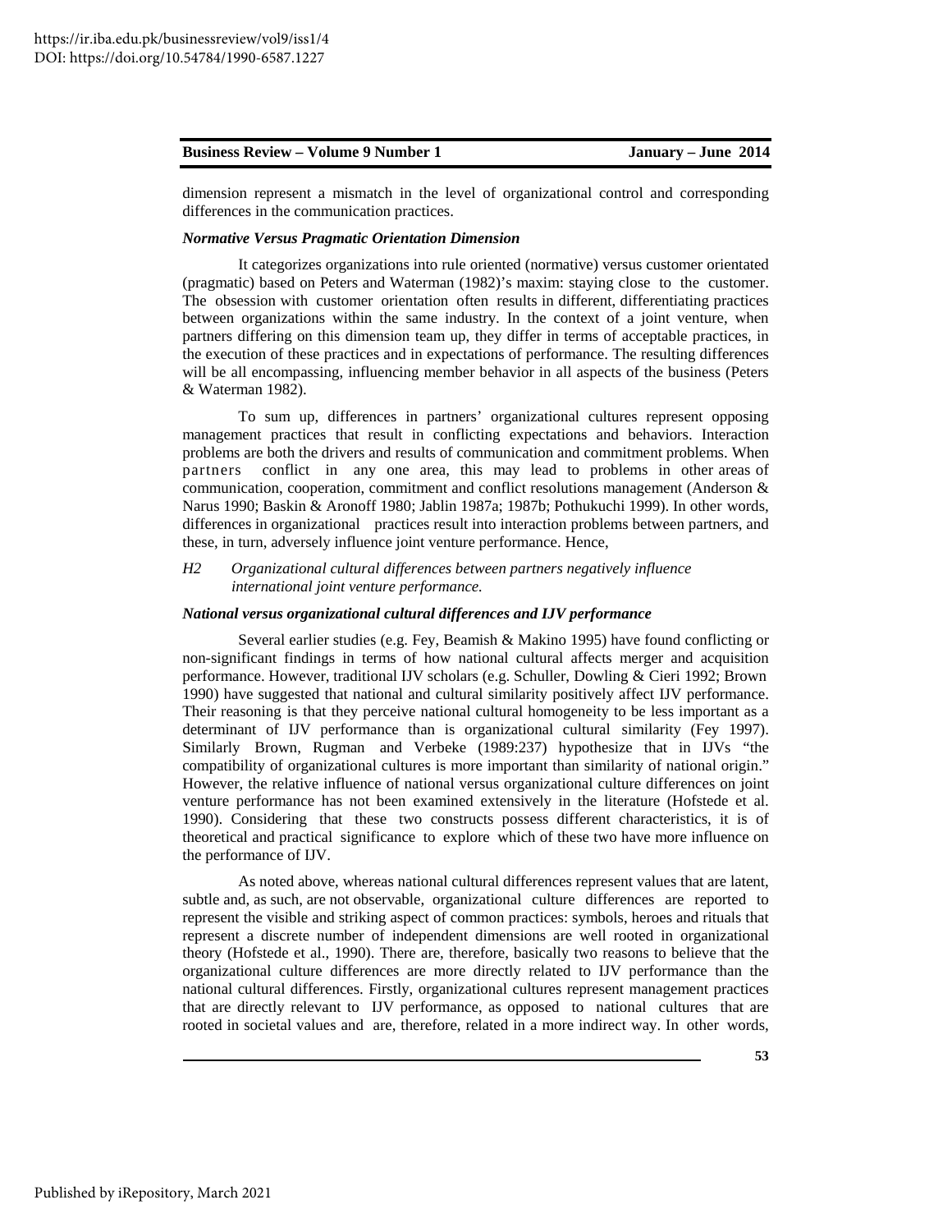dimension represent a mismatch in the level of organizational control and corresponding differences in the communication practices.

### *Normative Versus Pragmatic Orientation Dimension*

It categorizes organizations into rule oriented (normative) versus customer orientated (pragmatic) based on Peters and Waterman (1982)'s maxim: staying close to the customer. The obsession with customer orientation often results in different, differentiating practices between organizations within the same industry. In the context of a joint venture, when partners differing on this dimension team up, they differ in terms of acceptable practices, in the execution of these practices and in expectations of performance. The resulting differences will be all encompassing, influencing member behavior in all aspects of the business (Peters & Waterman 1982).

To sum up, differences in partners' organizational cultures represent opposing management practices that result in conflicting expectations and behaviors. Interaction problems are both the drivers and results of communication and commitment problems. When partners conflict in any one area, this may lead to problems in other areas of communication, cooperation, commitment and conflict resolutions management (Anderson & Narus 1990; Baskin & Aronoff 1980; Jablin 1987a; 1987b; Pothukuchi 1999). In other words, differences in organizational practices result into interaction problems between partners, and these, in turn, adversely influence joint venture performance. Hence,

*H2 Organizational cultural differences between partners negatively influence international joint venture performance.*

### *National versus organizational cultural differences and IJV performance*

Several earlier studies (e.g. Fey, Beamish & Makino 1995) have found conflicting or non-significant findings in terms of how national cultural affects merger and acquisition performance. However, traditional IJV scholars (e.g. Schuller, Dowling & Cieri 1992; Brown 1990) have suggested that national and cultural similarity positively affect IJV performance. Their reasoning is that they perceive national cultural homogeneity to be less important as a determinant of IJV performance than is organizational cultural similarity (Fey 1997). Similarly Brown, Rugman and Verbeke (1989:237) hypothesize that in IJVs "the compatibility of organizational cultures is more important than similarity of national origin." However, the relative influence of national versus organizational culture differences on joint venture performance has not been examined extensively in the literature (Hofstede et al. 1990). Considering that these two constructs possess different characteristics, it is of theoretical and practical significance to explore which of these two have more influence on the performance of IJV.

As noted above, whereas national cultural differences represent values that are latent, subtle and, as such, are not observable, organizational culture differences are reported to represent the visible and striking aspect of common practices: symbols, heroes and rituals that represent a discrete number of independent dimensions are well rooted in organizational theory (Hofstede et al., 1990). There are, therefore, basically two reasons to believe that the organizational culture differences are more directly related to IJV performance than the national cultural differences. Firstly, organizational cultures represent management practices that are directly relevant to IJV performance, as opposed to national cultures that are rooted in societal values and are, therefore, related in a more indirect way. In other words,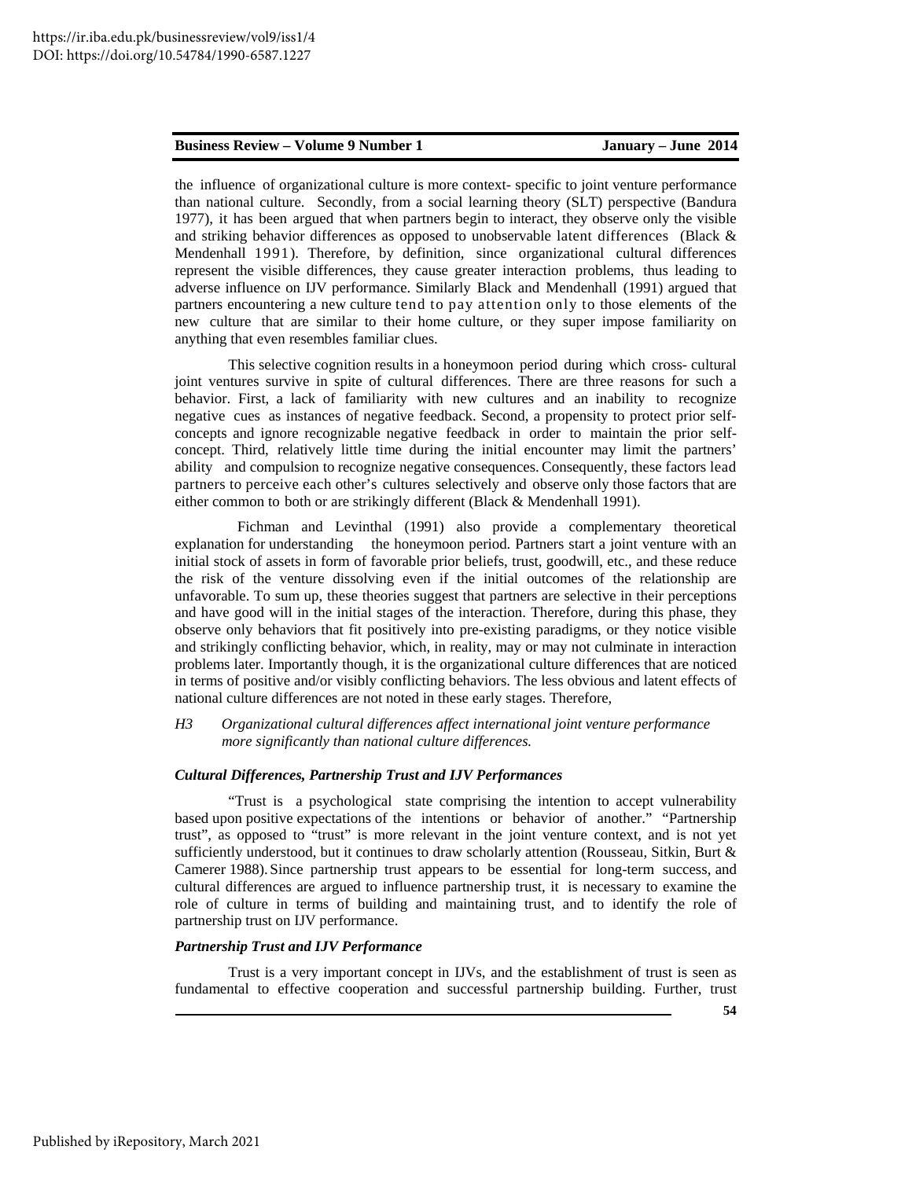the influence of organizational culture is more context- specific to joint venture performance than national culture. Secondly, from a social learning theory (SLT) perspective (Bandura 1977), it has been argued that when partners begin to interact, they observe only the visible and striking behavior differences as opposed to unobservable latent differences (Black & Mendenhall 1991). Therefore, by definition, since organizational cultural differences represent the visible differences, they cause greater interaction problems, thus leading to adverse influence on IJV performance. Similarly Black and Mendenhall (1991) argued that partners encountering a new culture tend to pay attention only to those elements of the new culture that are similar to their home culture, or they super impose familiarity on anything that even resembles familiar clues.

This selective cognition results in a honeymoon period during which cross- cultural joint ventures survive in spite of cultural differences. There are three reasons for such a behavior. First, a lack of familiarity with new cultures and an inability to recognize negative cues as instances of negative feedback. Second, a propensity to protect prior self-concepts and ignore recognizable negative feedback in order to maintain the prior self-concept. Third, relatively little time during the initial encounter may limit the partners' ability and compulsion to recognize negative consequences. Consequently, these factors lead partners to perceive each other's cultures selectively and observe only those factors that are either common to both or are strikingly different (Black & Mendenhall 1991).

Fichman and Levinthal (1991) also provide a complementary theoretical explanation for understanding the honeymoon period. Partners start a joint venture with an initial stock of assets in form of favorable prior beliefs, trust, goodwill, etc., and these reduce the risk of the venture dissolving even if the initial outcomes of the relationship are unfavorable. To sum up, these theories suggest that partners are selective in their perceptions and have good will in the initial stages of the interaction. Therefore, during this phase, they observe only behaviors that fit positively into pre-existing paradigms, or they notice visible and strikingly conflicting behavior, which, in reality, may or may not culminate in interaction problems later. Importantly though, it is the organizational culture differences that are noticed in terms of positive and/or visibly conflicting behaviors. The less obvious and latent effects of national culture differences are not noted in these early stages. Therefore,

*H3 Organizational cultural differences affect international joint venture performance more significantly than national culture differences.*

### *Cultural Differences, Partnership Trust and IJV Performances*

"Trust is a psychological state comprising the intention to accept vulnerability based upon positive expectations of the intentions or behavior of another." "Partnership trust", as opposed to "trust" is more relevant in the joint venture context, and is not yet sufficiently understood, but it continues to draw scholarly attention (Rousseau, Sitkin, Burt & Camerer 1988). Since partnership trust appears to be essential for long-term success, and cultural differences are argued to influence partnership trust, it is necessary to examine the role of culture in terms of building and maintaining trust, and to identify the role of partnership trust on IJV performance.

### *Partnership Trust and IJV Performance*

Trust is a very important concept in IJVs, and the establishment of trust is seen as fundamental to effective cooperation and successful partnership building. Further, trust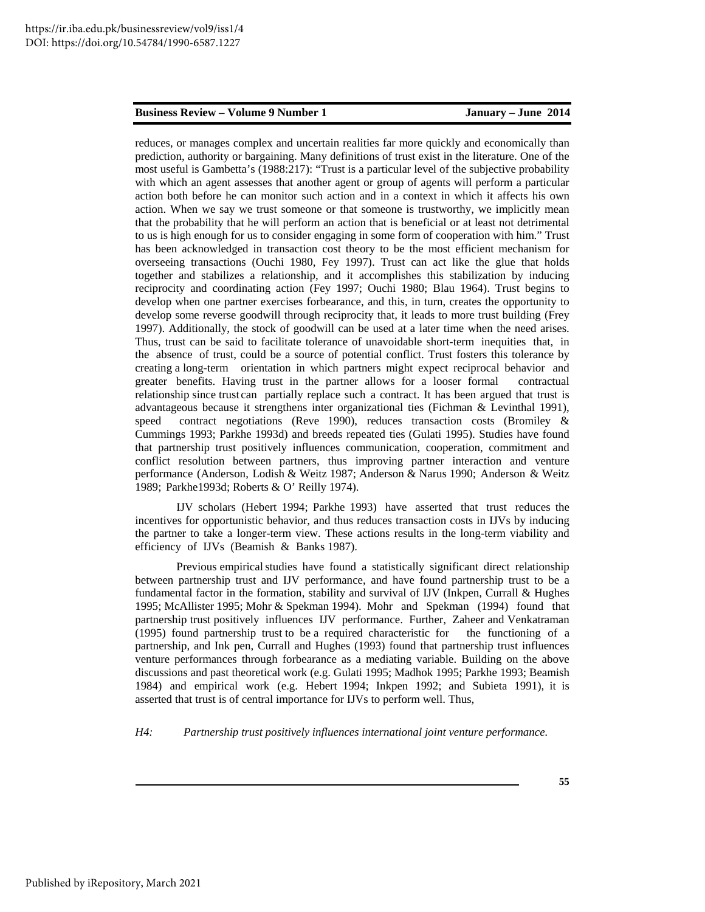reduces, or manages complex and uncertain realities far more quickly and economically than prediction, authority or bargaining. Many definitions of trust exist in the literature. One of the most useful is Gambetta's (1988:217): "Trust is a particular level of the subjective probability with which an agent assesses that another agent or group of agents will perform a particular action both before he can monitor such action and in a context in which it affects his own action. When we say we trust someone or that someone is trustworthy, we implicitly mean that the probability that he will perform an action that is beneficial or at least not detrimental to us is high enough for us to consider engaging in some form of cooperation with him." Trust has been acknowledged in transaction cost theory to be the most efficient mechanism for overseeing transactions (Ouchi 1980, Fey 1997). Trust can act like the glue that holds together and stabilizes a relationship, and it accomplishes this stabilization by inducing reciprocity and coordinating action (Fey 1997; Ouchi 1980; Blau 1964). Trust begins to develop when one partner exercises forbearance, and this, in turn, creates the opportunity to develop some reverse goodwill through reciprocity that, it leads to more trust building (Frey 1997). Additionally, the stock of goodwill can be used at a later time when the need arises. Thus, trust can be said to facilitate tolerance of unavoidable short-term inequities that, in the absence of trust, could be a source of potential conflict. Trust fosters this tolerance by creating a long-term orientation in which partners might expect reciprocal behavior and greater benefits. Having trust in the partner allows for a looser formal contractual relationship since trust can partially replace such a contract. It has been argued that trust is advantageous because it strengthens inter organizational ties (Fichman & Levinthal 1991), speed contract negotiations (Reve 1990), reduces transaction costs (Bromiley & Cummings 1993; Parkhe 1993d) and breeds repeated ties (Gulati 1995). Studies have found that partnership trust positively influences communication, cooperation, commitment and conflict resolution between partners, thus improving partner interaction and venture performance (Anderson, Lodish & Weitz 1987; Anderson & Narus 1990; Anderson & Weitz 1989; Parkhe1993d; Roberts & O' Reilly 1974).

IJV scholars (Hebert 1994; Parkhe 1993) have asserted that trust reduces the incentives for opportunistic behavior, and thus reduces transaction costs in IJVs by inducing the partner to take a longer-term view. These actions results in the long-term viability and efficiency of IJVs (Beamish & Banks 1987).

Previous empirical studies have found a statistically significant direct relationship between partnership trust and IJV performance, and have found partnership trust to be a fundamental factor in the formation, stability and survival of IJV (Inkpen, Currall & Hughes 1995; McAllister 1995; Mohr & Spekman 1994). Mohr and Spekman (1994) found that partnership trust positively influences IJV performance. Further, Zaheer and Venkatraman (1995) found partnership trust to be a required characteristic for the functioning of a partnership, and Ink pen, Currall and Hughes (1993) found that partnership trust influences venture performances through forbearance as a mediating variable. Building on the above discussions and past theoretical work (e.g. Gulati 1995; Madhok 1995; Parkhe 1993; Beamish 1984) and empirical work (e.g. Hebert 1994; Inkpen 1992; and Subieta 1991), it is asserted that trust is of central importance for IJVs to perform well. Thus,

*H4: Partnership trust positively influences international joint venture performance.*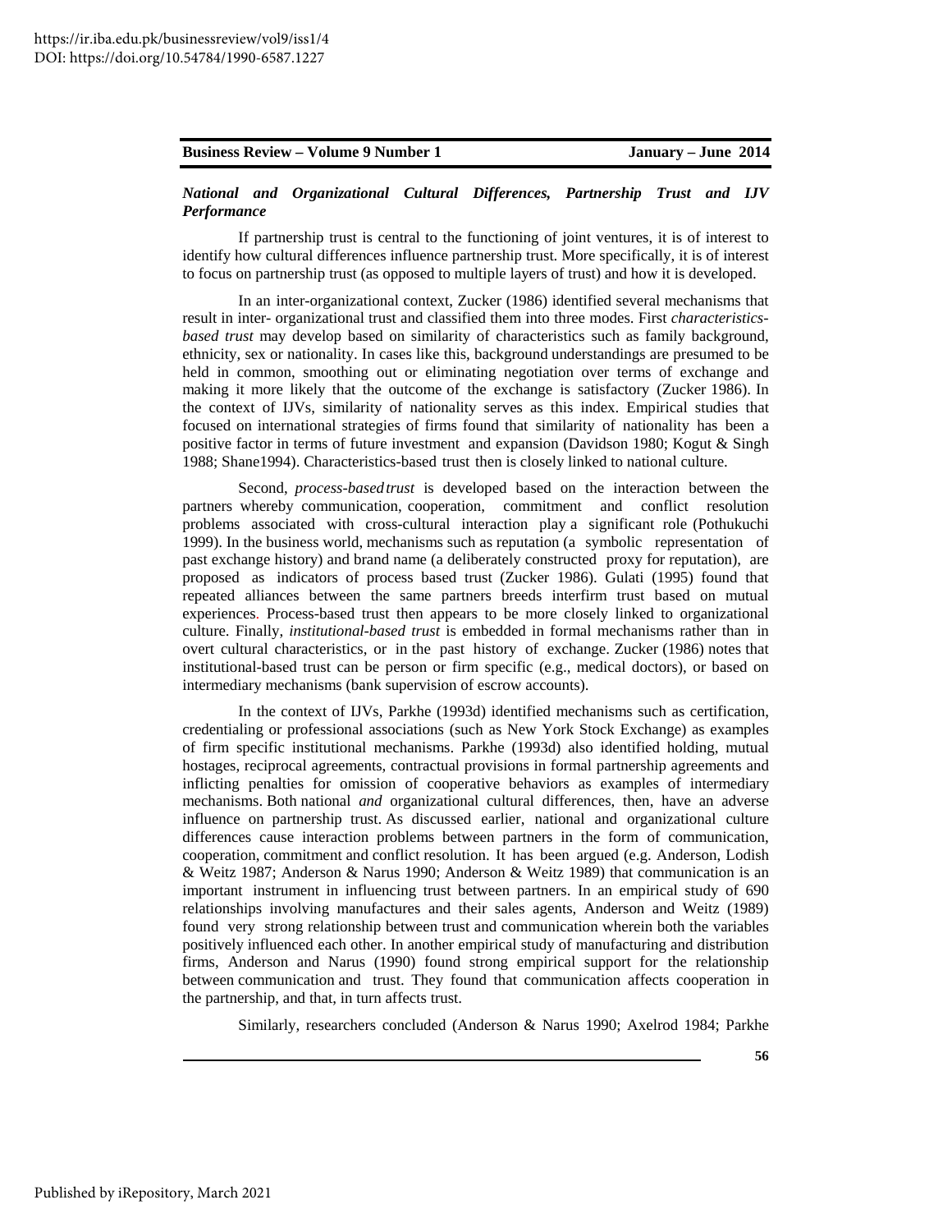*National and Organizational Cultural Differences, Partnership Trust and IJV Performance*

If partnership trust is central to the functioning of joint ventures, it is of interest to identify how cultural differences influence partnership trust. More specifically, it is of interest to focus on partnership trust (as opposed to multiple layers of trust) and how it is developed.

In an inter-organizational context, Zucker (1986) identified several mechanisms that result in inter- organizational trust and classified them into three modes. First *characteristics-based trust* may develop based on similarity of characteristics such as family background, ethnicity, sex or nationality. In cases like this, background understandings are presumed to be held in common, smoothing out or eliminating negotiation over terms of exchange and making it more likely that the outcome of the exchange is satisfactory (Zucker 1986). In the context of IJVs, similarity of nationality serves as this index. Empirical studies that focused on international strategies of firms found that similarity of nationality has been a positive factor in terms of future investment and expansion (Davidson 1980; Kogut & Singh 1988; Shane1994). Characteristics-based trust then is closely linked to national culture.

Second, *process-based trust* is developed based on the interaction between the partners whereby communication, cooperation, commitment and conflict resolution problems associated with cross-cultural interaction play a significant role (Pothukuchi 1999). In the business world, mechanisms such as reputation (a symbolic representation of past exchange history) and brand name (a deliberately constructed proxy for reputation), are proposed as indicators of process based trust (Zucker 1986). Gulati (1995) found that repeated alliances between the same partners breeds interfirm trust based on mutual experiences. Process-based trust then appears to be more closely linked to organizational culture. Finally, *institutional-based trust* is embedded in formal mechanisms rather than in overt cultural characteristics, or in the past history of exchange. Zucker (1986) notes that institutional-based trust can be person or firm specific (e.g., medical doctors), or based on intermediary mechanisms (bank supervision of escrow accounts).

In the context of IJVs, Parkhe (1993d) identified mechanisms such as certification, credentialing or professional associations (such as New York Stock Exchange) as examples of firm specific institutional mechanisms. Parkhe (1993d) also identified holding, mutual hostages, reciprocal agreements, contractual provisions in formal partnership agreements and inflicting penalties for omission of cooperative behaviors as examples of intermediary mechanisms. Both national *and* organizational cultural differences, then, have an adverse influence on partnership trust. As discussed earlier, national and organizational culture differences cause interaction problems between partners in the form of communication, cooperation, commitment and conflict resolution. It has been argued (e.g. Anderson, Lodish & Weitz 1987; Anderson & Narus 1990; Anderson & Weitz 1989) that communication is an important instrument in influencing trust between partners. In an empirical study of 690 relationships involving manufactures and their sales agents, Anderson and Weitz (1989) found very strong relationship between trust and communication wherein both the variables positively influenced each other. In another empirical study of manufacturing and distribution firms, Anderson and Narus (1990) found strong empirical support for the relationship between communication and trust. They found that communication affects cooperation in the partnership, and that, in turn affects trust.

Similarly, researchers concluded (Anderson & Narus 1990; Axelrod 1984; Parkhe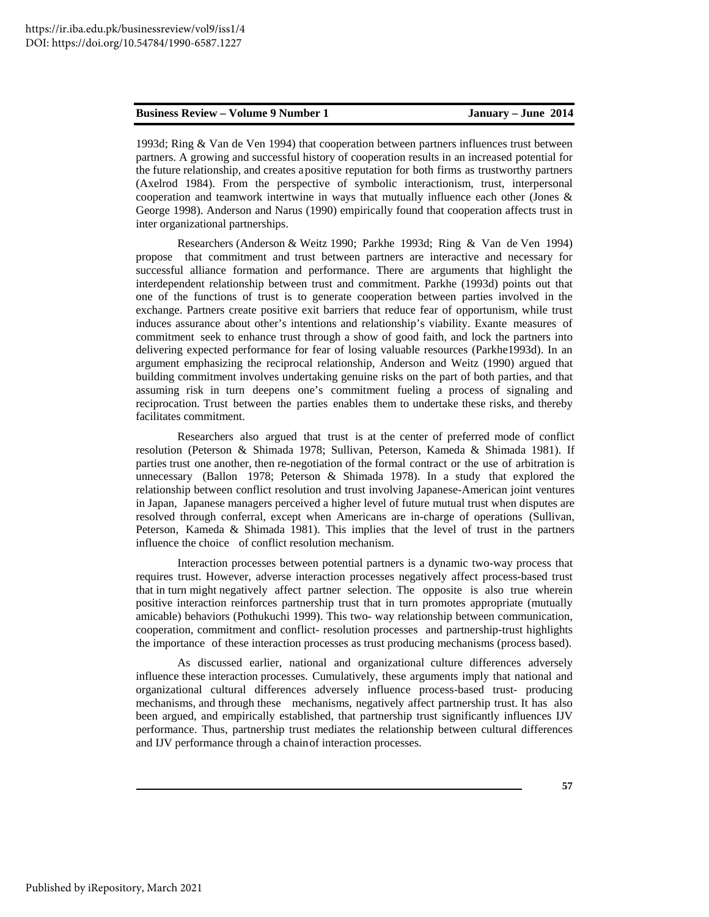1993d; Ring & Van de Ven 1994) that cooperation between partners influences trust between partners. A growing and successful history of cooperation results in an increased potential for the future relationship, and creates a positive reputation for both firms as trustworthy partners (Axelrod 1984). From the perspective of symbolic interactionism, trust, interpersonal cooperation and teamwork intertwine in ways that mutually influence each other (Jones & George 1998). Anderson and Narus (1990) empirically found that cooperation affects trust in inter organizational partnerships.

Researchers (Anderson & Weitz 1990; Parkhe 1993d; Ring & Van de Ven 1994) propose that commitment and trust between partners are interactive and necessary for successful alliance formation and performance. There are arguments that highlight the interdependent relationship between trust and commitment. Parkhe (1993d) points out that one of the functions of trust is to generate cooperation between parties involved in the exchange. Partners create positive exit barriers that reduce fear of opportunism, while trust induces assurance about other's intentions and relationship's viability. Exante measures of commitment seek to enhance trust through a show of good faith, and lock the partners into delivering expected performance for fear of losing valuable resources (Parkhe1993d). In an argument emphasizing the reciprocal relationship, Anderson and Weitz (1990) argued that building commitment involves undertaking genuine risks on the part of both parties, and that assuming risk in turn deepens one's commitment fueling a process of signaling and reciprocation. Trust between the parties enables them to undertake these risks, and thereby facilitates commitment.

Researchers also argued that trust is at the center of preferred mode of conflict resolution (Peterson & Shimada 1978; Sullivan, Peterson, Kameda & Shimada 1981). If parties trust one another, then re-negotiation of the formal contract or the use of arbitration is unnecessary (Ballon 1978; Peterson & Shimada 1978). In a study that explored the relationship between conflict resolution and trust involving Japanese-American joint ventures in Japan, Japanese managers perceived a higher level of future mutual trust when disputes are resolved through conferral, except when Americans are in-charge of operations (Sullivan, Peterson, Kameda & Shimada 1981). This implies that the level of trust in the partners influence the choice of conflict resolution mechanism.

Interaction processes between potential partners is a dynamic two-way process that requires trust. However, adverse interaction processes negatively affect process-based trust that in turn might negatively affect partner selection. The opposite is also true wherein positive interaction reinforces partnership trust that in turn promotes appropriate (mutually amicable) behaviors (Pothukuchi 1999). This two- way relationship between communication, cooperation, commitment and conflict- resolution processes and partnership-trust highlights the importance of these interaction processes as trust producing mechanisms (process based).

As discussed earlier, national and organizational culture differences adversely influence these interaction processes. Cumulatively, these arguments imply that national and organizational cultural differences adversely influence process-based trust- producing mechanisms, and through these mechanisms, negatively affect partnership trust. It has also been argued, and empirically established, that partnership trust significantly influences IJV performance. Thus, partnership trust mediates the relationship between cultural differences and IJV performance through a chain of interaction processes.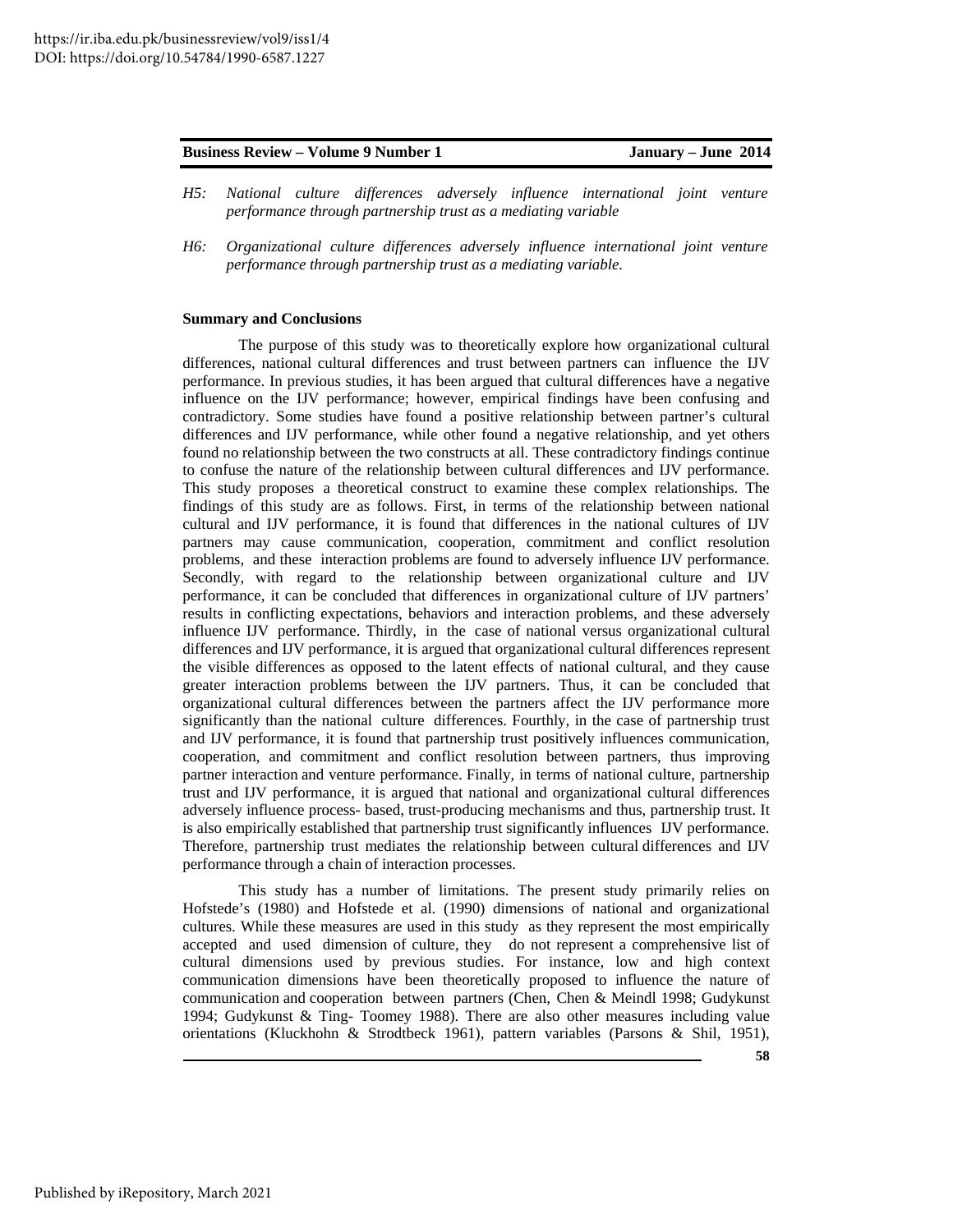*H5: National culture differences adversely influence international joint venture performance through partnership trust as a mediating variable*

*H6: Organizational culture differences adversely influence international joint venture performance through partnership trust as a mediating variable.*

**Summary and Conclusions**

The purpose of this study was to theoretically explore how organizational cultural differences, national cultural differences and trust between partners can influence the IJV performance. In previous studies, it has been argued that cultural differences have a negative influence on the IJV performance; however, empirical findings have been confusing and contradictory. Some studies have found a positive relationship between partner's cultural differences and IJV performance, while other found a negative relationship, and yet others found no relationship between the two constructs at all. These contradictory findings continue to confuse the nature of the relationship between cultural differences and IJV performance. This study proposes a theoretical construct to examine these complex relationships. The findings of this study are as follows. First, in terms of the relationship between national cultural and IJV performance, it is found that differences in the national cultures of IJV partners may cause communication, cooperation, commitment and conflict resolution problems, and these interaction problems are found to adversely influence IJV performance. Secondly, with regard to the relationship between organizational culture and IJV performance, it can be concluded that differences in organizational culture of IJV partners' results in conflicting expectations, behaviors and interaction problems, and these adversely influence IJV performance. Thirdly, in the case of national versus organizational cultural differences and IJV performance, it is argued that organizational cultural differences represent the visible differences as opposed to the latent effects of national cultural, and they cause greater interaction problems between the IJV partners. Thus, it can be concluded that organizational cultural differences between the partners affect the IJV performance more significantly than the national culture differences. Fourthly, in the case of partnership trust and IJV performance, it is found that partnership trust positively influences communication, cooperation, and commitment and conflict resolution between partners, thus improving partner interaction and venture performance. Finally, in terms of national culture, partnership trust and IJV performance, it is argued that national and organizational cultural differences adversely influence process- based, trust-producing mechanisms and thus, partnership trust. It is also empirically established that partnership trust significantly influences IJV performance. Therefore, partnership trust mediates the relationship between cultural differences and IJV performance through a chain of interaction processes.

This study has a number of limitations. The present study primarily relies on Hofstede's (1980) and Hofstede et al. (1990) dimensions of national and organizational cultures. While these measures are used in this study as they represent the most empirically accepted and used dimension of culture, they do not represent a comprehensive list of cultural dimensions used by previous studies. For instance, low and high context communication dimensions have been theoretically proposed to influence the nature of communication and cooperation between partners (Chen, Chen & Meindl 1998; Gudykunst 1994; Gudykunst & Ting- Toomey 1988). There are also other measures including value orientations (Kluckhohn & Strodtbeck 1961), pattern variables (Parsons & Shil, 1951),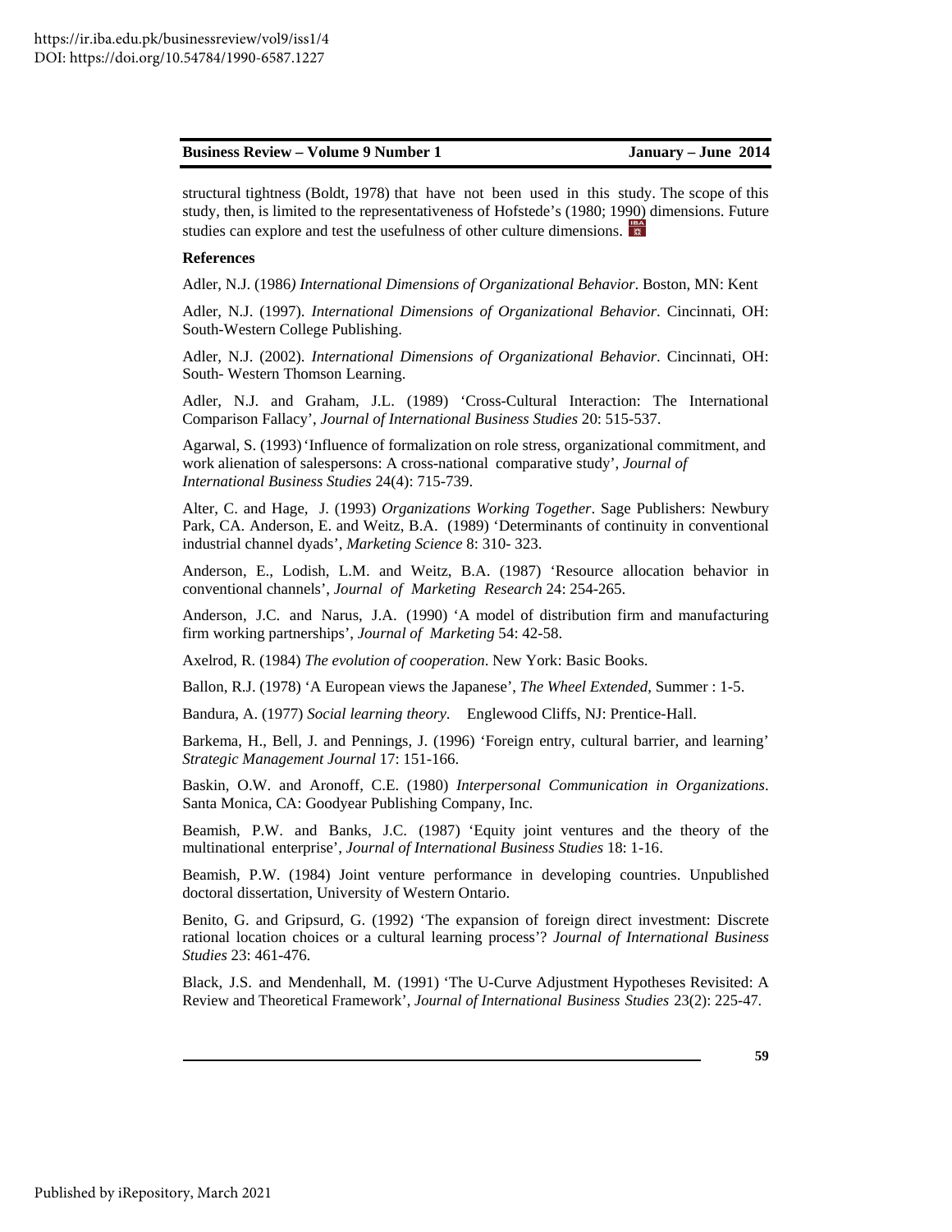structural tightness (Boldt, 1978) that have not been used in this study. The scope of this study, then, is limited to the representativeness of Hofstede's (1980; 1990) dimensions. Future studies can explore and test the usefulness of other culture dimensions.

**References**

Adler, N.J. (1986*) International Dimensions of Organizational Behavior*. Boston, MN: Kent

Adler, N.J. (1997). *International Dimensions of Organizational Behavior*. Cincinnati, OH: South-Western College Publishing.

Adler, N.J. (2002). *International Dimensions of Organizational Behavior*. Cincinnati, OH: South- Western Thomson Learning.

Adler, N.J. and Graham, J.L. (1989) 'Cross-Cultural Interaction: The International Comparison Fallacy', *Journal of International Business Studies* 20: 515-537.

Agarwal, S. (1993) 'Influence of formalization on role stress, organizational commitment, and work alienation of salespersons: A cross-national comparative study', *Journal of International Business Studies* 24(4): 715-739.

Alter, C. and Hage, J. (1993) *Organizations Working Together*. Sage Publishers: Newbury Park, CA. Anderson, E. and Weitz, B.A. (1989) 'Determinants of continuity in conventional industrial channel dyads', *Marketing Science* 8: 310- 323.

Anderson, E., Lodish, L.M. and Weitz, B.A. (1987) 'Resource allocation behavior in conventional channels', *Journal of Marketing Research* 24: 254-265.

Anderson, J.C. and Narus, J.A. (1990) 'A model of distribution firm and manufacturing firm working partnerships', *Journal of Marketing* 54: 42-58.

Axelrod, R. (1984) *The evolution of cooperation*. New York: Basic Books.

Ballon, R.J. (1978) 'A European views the Japanese', *The Wheel Extended*, Summer : 1-5.

Bandura, A. (1977) *Social learning theory*. Englewood Cliffs, NJ: Prentice-Hall.

Barkema, H., Bell, J. and Pennings, J. (1996) 'Foreign entry, cultural barrier, and learning' *Strategic Management Journal* 17: 151-166.

Baskin, O.W. and Aronoff, C.E. (1980) *Interpersonal Communication in Organizations*. Santa Monica, CA: Goodyear Publishing Company, Inc.

Beamish, P.W. and Banks, J.C. (1987) 'Equity joint ventures and the theory of the multinational enterprise', *Journal of International Business Studies* 18: 1-16.

Beamish, P.W. (1984) Joint venture performance in developing countries. Unpublished doctoral dissertation, University of Western Ontario.

Benito, G. and Gripsurd, G. (1992) 'The expansion of foreign direct investment: Discrete rational location choices or a cultural learning process'? *Journal of International Business Studies* 23: 461-476.

Black, J.S. and Mendenhall, M. (1991) 'The U-Curve Adjustment Hypotheses Revisited: A Review and Theoretical Framework', *Journal of International Business Studies* 23(2): 225-47.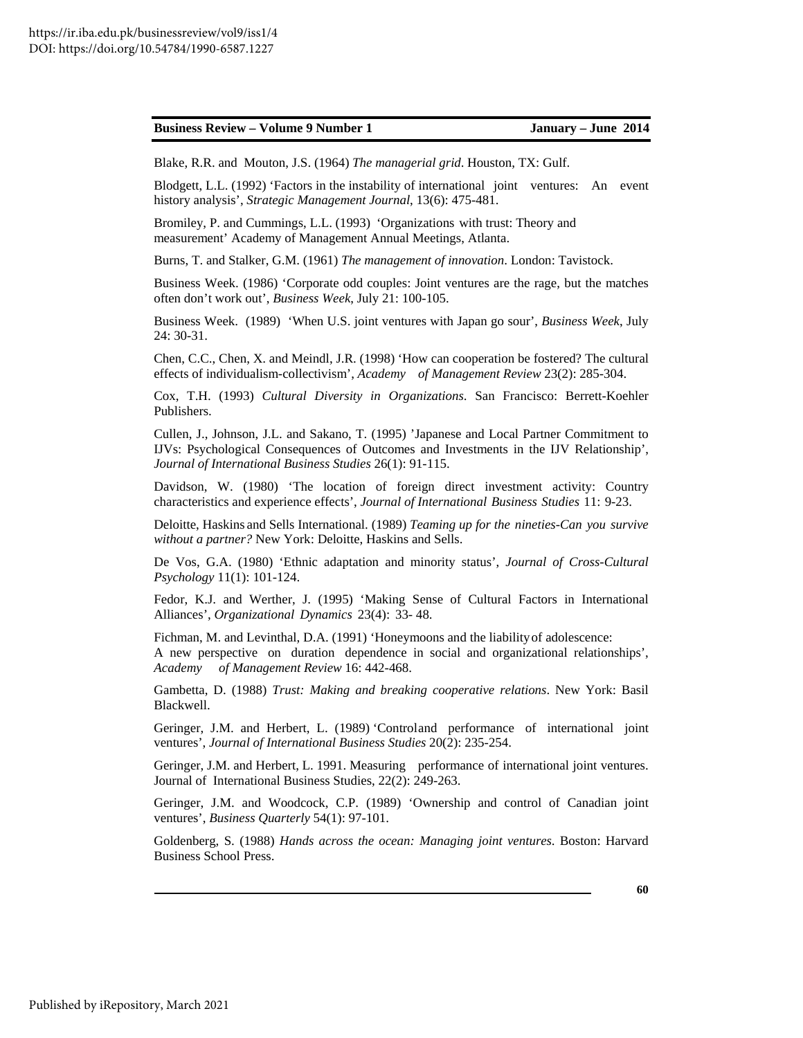Blake, R.R. and Mouton, J.S. (1964) *The managerial grid*. Houston, TX: Gulf.

Blodgett, L.L. (1992) 'Factors in the instability of international joint ventures: An event history analysis', *Strategic Management Journal*, 13(6): 475-481.

Bromiley, P. and Cummings, L.L. (1993) 'Organizations with trust: Theory and measurement' Academy of Management Annual Meetings, Atlanta.

Burns, T. and Stalker, G.M. (1961) *The management of innovation*. London: Tavistock.

Business Week. (1986) 'Corporate odd couples: Joint ventures are the rage, but the matches often don't work out', *Business Week*, July 21: 100-105.

Business Week. (1989) 'When U.S. joint ventures with Japan go sour', *Business Week*, July 24: 30-31.

Chen, C.C., Chen, X. and Meindl, J.R. (1998) 'How can cooperation be fostered? The cultural effects of individualism-collectivism', *Academy of Management Review* 23(2): 285-304.

Cox, T.H. (1993) *Cultural Diversity in Organizations*. San Francisco: Berrett-Koehler Publishers.

Cullen, J., Johnson, J.L. and Sakano, T. (1995) 'Japanese and Local Partner Commitment to IJVs: Psychological Consequences of Outcomes and Investments in the IJV Relationship', *Journal of International Business Studies* 26(1): 91-115.

Davidson, W. (1980) 'The location of foreign direct investment activity: Country characteristics and experience effects', *Journal of International Business Studies* 11: 9-23.

Deloitte, Haskins and Sells International. (1989) *Teaming up for the nineties-Can you survive without a partner?* New York: Deloitte, Haskins and Sells.

De Vos, G.A. (1980) 'Ethnic adaptation and minority status', *Journal of Cross-Cultural Psychology* 11(1): 101-124.

Fedor, K.J. and Werther, J. (1995) 'Making Sense of Cultural Factors in International Alliances', *Organizational Dynamics* 23(4): 33- 48.

Fichman, M. and Levinthal, D.A. (1991) 'Honeymoons and the liability of adolescence: A new perspective on duration dependence in social and organizational relationships', *Academy of Management Review* 16: 442-468.

Gambetta, D. (1988) *Trust: Making and breaking cooperative relations*. New York: Basil Blackwell.

Geringer, J.M. and Herbert, L. (1989) 'Controland performance of international joint ventures', *Journal of International Business Studies* 20(2): 235-254.

Geringer, J.M. and Herbert, L. 1991. Measuring performance of international joint ventures. Journal of International Business Studies, 22(2): 249-263.

Geringer, J.M. and Woodcock, C.P. (1989) 'Ownership and control of Canadian joint ventures', *Business Quarterly* 54(1): 97-101.

Goldenberg, S. (1988) *Hands across the ocean: Managing joint ventures*. Boston: Harvard Business School Press.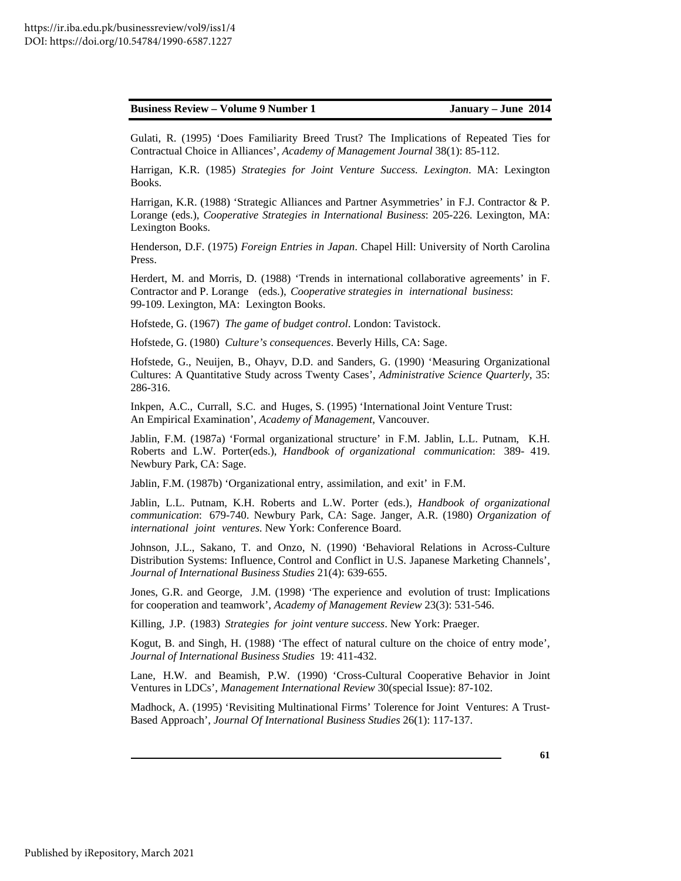Gulati, R. (1995) 'Does Familiarity Breed Trust? The Implications of Repeated Ties for Contractual Choice in Alliances', *Academy of Management Journal* 38(1): 85-112.

Harrigan, K.R. (1985) *Strategies for Joint Venture Success. Lexington*. MA: Lexington Books.

Harrigan, K.R. (1988) 'Strategic Alliances and Partner Asymmetries' in F.J. Contractor & P. Lorange (eds.), *Cooperative Strategies in International Business*: 205-226. Lexington, MA: Lexington Books.

Henderson, D.F. (1975) *Foreign Entries in Japan*. Chapel Hill: University of North Carolina Press.

Herdert, M. and Morris, D. (1988) 'Trends in international collaborative agreements' in F. Contractor and P. Lorange (eds.), *Cooperative strategies in international business*: 99-109. Lexington, MA: Lexington Books.

Hofstede, G. (1967) *The game of budget control*. London: Tavistock.

Hofstede, G. (1980) *Culture's consequences*. Beverly Hills, CA: Sage.

Hofstede, G., Neuijen, B., Ohayv, D.D. and Sanders, G. (1990) 'Measuring Organizational Cultures: A Quantitative Study across Twenty Cases', *Administrative Science Quarterly*, 35: 286-316.

Inkpen, A.C., Currall, S.C. and Huges, S. (1995) 'International Joint Venture Trust: An Empirical Examination', *Academy of Management*, Vancouver.

Jablin, F.M. (1987a) 'Formal organizational structure' in F.M. Jablin, L.L. Putnam, K.H. Roberts and L.W. Porter(eds.), *Handbook of organizational communication*: 389- 419. Newbury Park, CA: Sage.

Jablin, F.M. (1987b) 'Organizational entry, assimilation, and exit' in F.M.

Jablin, L.L. Putnam, K.H. Roberts and L.W. Porter (eds.), *Handbook of organizational communication*: 679-740. Newbury Park, CA: Sage. Janger, A.R. (1980) *Organization of international joint ventures*. New York: Conference Board.

Johnson, J.L., Sakano, T. and Onzo, N. (1990) 'Behavioral Relations in Across-Culture Distribution Systems: Influence, Control and Conflict in U.S. Japanese Marketing Channels', *Journal of International Business Studies* 21(4): 639-655.

Jones, G.R. and George, J.M. (1998) 'The experience and evolution of trust: Implications for cooperation and teamwork', *Academy of Management Review* 23(3): 531-546.

Killing, J.P. (1983) *Strategies for joint venture success*. New York: Praeger.

Kogut, B. and Singh, H. (1988) 'The effect of natural culture on the choice of entry mode', *Journal of International Business Studies* 19: 411-432.

Lane, H.W. and Beamish, P.W. (1990) 'Cross-Cultural Cooperative Behavior in Joint Ventures in LDCs', *Management International Review* 30(special Issue): 87-102.

Madhock, A. (1995) 'Revisiting Multinational Firms' Tolerence for Joint Ventures: A Trust-Based Approach', *Journal Of International Business Studies* 26(1): 117-137.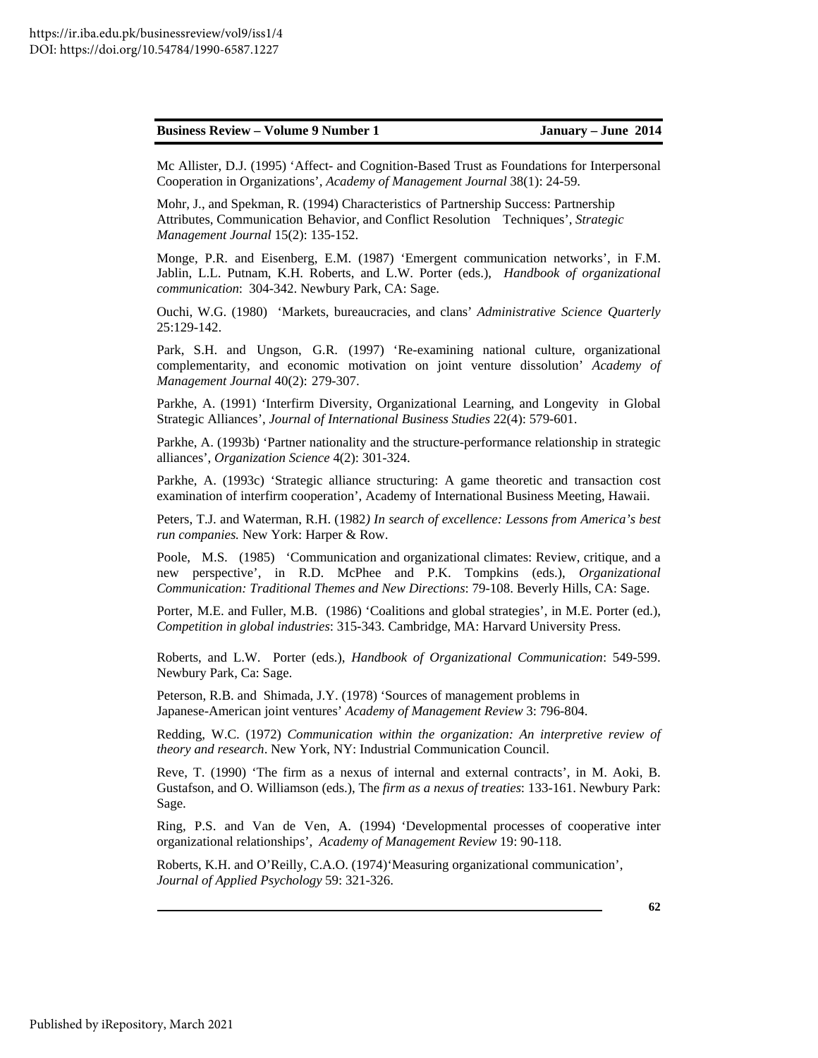Mc Allister, D.J. (1995) 'Affect- and Cognition-Based Trust as Foundations for Interpersonal Cooperation in Organizations', *Academy of Management Journal* 38(1): 24-59.

Mohr, J., and Spekman, R. (1994) Characteristics of Partnership Success: Partnership Attributes, Communication Behavior, and Conflict Resolution Techniques', *Strategic Management Journal* 15(2): 135-152.

Monge, P.R. and Eisenberg, E.M. (1987) 'Emergent communication networks', in F.M. Jablin, L.L. Putnam, K.H. Roberts, and L.W. Porter (eds.), *Handbook of organizational communication*: 304-342. Newbury Park, CA: Sage.

Ouchi, W.G. (1980) 'Markets, bureaucracies, and clans' *Administrative Science Quarterly* 25:129-142.

Park, S.H. and Ungson, G.R. (1997) 'Re-examining national culture, organizational complementarity, and economic motivation on joint venture dissolution' *Academy of Management Journal* 40(2): 279-307.

Parkhe, A. (1991) 'Interfirm Diversity, Organizational Learning, and Longevity in Global Strategic Alliances', *Journal of International Business Studies* 22(4): 579-601.

Parkhe, A. (1993b) 'Partner nationality and the structure-performance relationship in strategic alliances', *Organization Science* 4(2): 301-324.

Parkhe, A. (1993c) 'Strategic alliance structuring: A game theoretic and transaction cost examination of interfirm cooperation', Academy of International Business Meeting, Hawaii.

Peters, T.J. and Waterman, R.H. (1982*) In search of excellence: Lessons from America's best run companies.* New York: Harper & Row.

Poole, M.S. (1985) 'Communication and organizational climates: Review, critique, and a new perspective', in R.D. McPhee and P.K. Tompkins (eds.), *Organizational Communication: Traditional Themes and New Directions*: 79-108. Beverly Hills, CA: Sage.

Porter, M.E. and Fuller, M.B. (1986) 'Coalitions and global strategies', in M.E. Porter (ed.), *Competition in global industries*: 315-343. Cambridge, MA: Harvard University Press.

Roberts, and L.W. Porter (eds.), *Handbook of Organizational Communication*: 549-599. Newbury Park, Ca: Sage.

Peterson, R.B. and Shimada, J.Y. (1978) 'Sources of management problems in Japanese-American joint ventures' *Academy of Management Review* 3: 796-804.

Redding, W.C. (1972) *Communication within the organization: An interpretive review of theory and research*. New York, NY: Industrial Communication Council.

Reve, T. (1990) 'The firm as a nexus of internal and external contracts', in M. Aoki, B. Gustafson, and O. Williamson (eds.), The *firm as a nexus of treaties*: 133-161. Newbury Park: Sage.

Ring, P.S. and Van de Ven, A. (1994) 'Developmental processes of cooperative inter organizational relationships', *Academy of Management Review* 19: 90-118.

Roberts, K.H. and O'Reilly, C.A.O. (1974)'Measuring organizational communication', *Journal of Applied Psychology* 59: 321-326.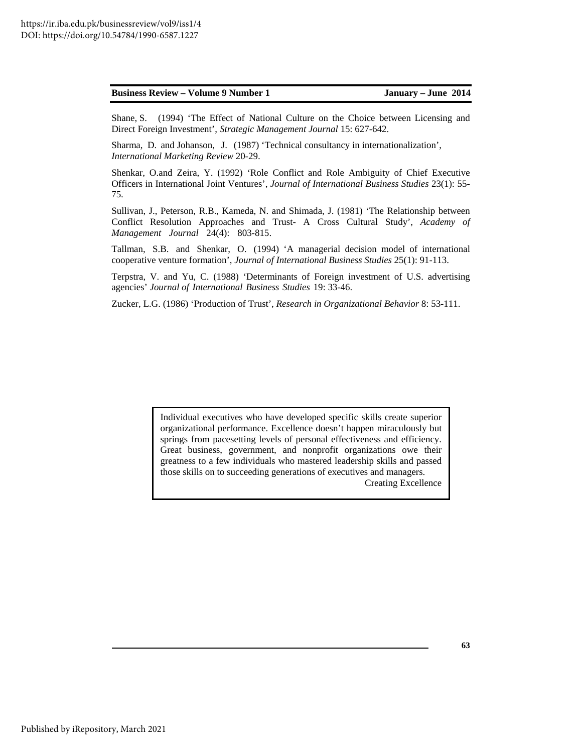Shane, S. (1994) 'The Effect of National Culture on the Choice between Licensing and Direct Foreign Investment', *Strategic Management Journal* 15: 627-642.

Sharma, D. and Johanson, J. (1987) 'Technical consultancy in internationalization', *International Marketing Review* 20-29.

Shenkar, O.and Zeira, Y. (1992) 'Role Conflict and Role Ambiguity of Chief Executive Officers in International Joint Ventures', *Journal of International Business Studies* 23(1): 55-75.

Sullivan, J., Peterson, R.B., Kameda, N. and Shimada, J. (1981) 'The Relationship between Conflict Resolution Approaches and Trust- A Cross Cultural Study', *Academy of Management Journal* 24(4): 803-815.

Tallman, S.B. and Shenkar, O. (1994) 'A managerial decision model of international cooperative venture formation', *Journal of International Business Studies* 25(1): 91-113.

Terpstra, V. and Yu, C. (1988) 'Determinants of Foreign investment of U.S. advertising agencies' *Journal of International Business Studies* 19: 33-46.

Zucker, L.G. (1986) 'Production of Trust', *Research in Organizational Behavior* 8: 53-111.

> Individual executives who have developed specific skills create superior organizational performance. Excellence doesn't happen miraculously but springs from pacesetting levels of personal effectiveness and efficiency. Great business, government, and nonprofit organizations owe their greatness to a few individuals who mastered leadership skills and passed those skills on to succeeding generations of executives and managers.
>
> Creating Excellence